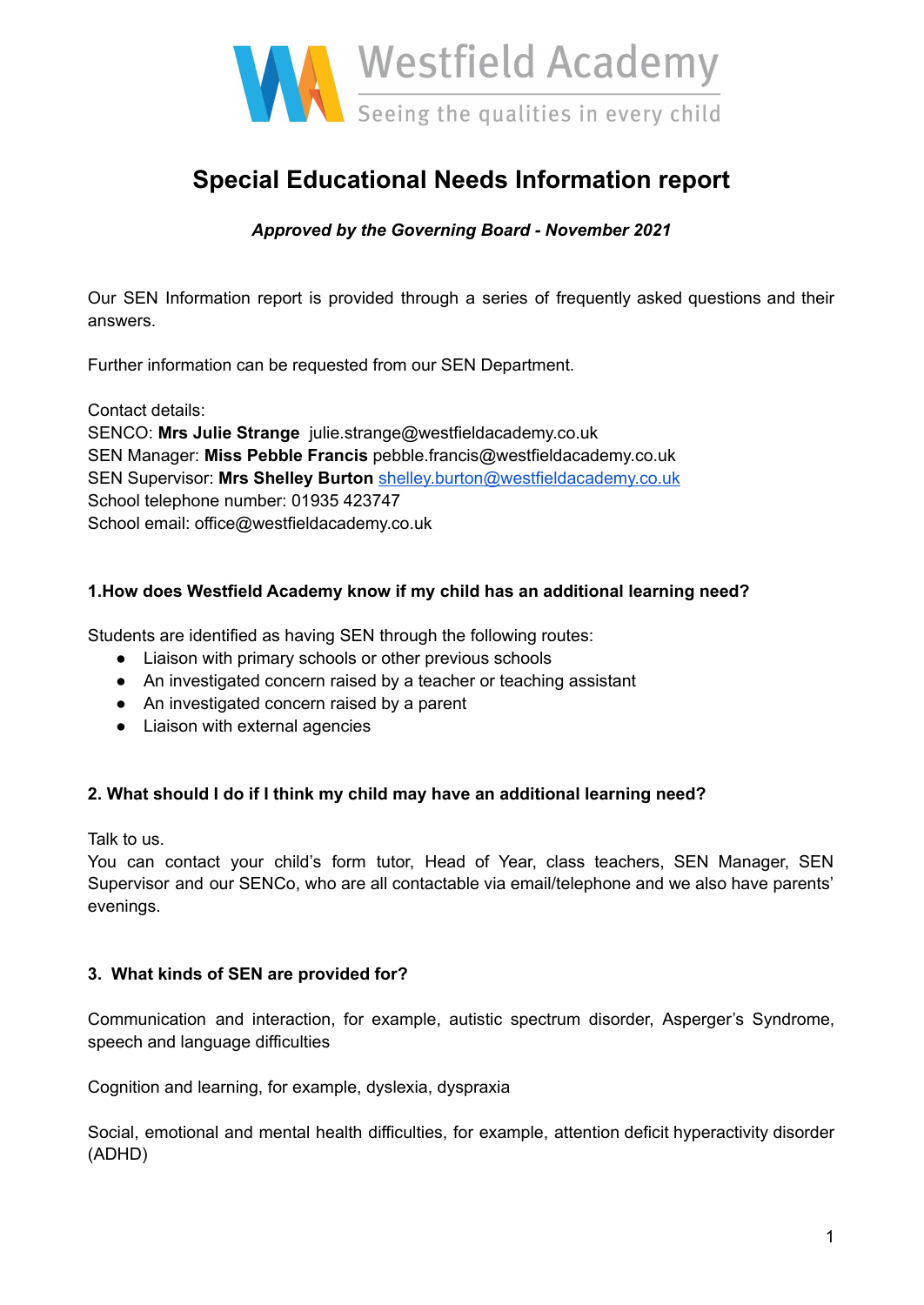Westfield Academy

Seeing the qualities in every child

# Special Educational Needs Information report

***Approved by the Governing Board - November 2021***

Our SEN Information report is provided through a series of frequently asked questions and their answers.

Further information can be requested from our SEN Department.

Contact details:
SENCO: **Mrs Julie Strange** julie.strange@westfieldacademy.co.uk
SEN Manager: **Miss Pebble Francis** pebble.francis@westfieldacademy.co.uk
SEN Supervisor: **Mrs Shelley Burton** shelley.burton@westfieldacademy.co.uk
School telephone number: 01935 423747
School email: office@westfieldacademy.co.uk

### 1.How does Westfield Academy know if my child has an additional learning need?

Students are identified as having SEN through the following routes:

- Liaison with primary schools or other previous schools
- An investigated concern raised by a teacher or teaching assistant
- An investigated concern raised by a parent
- Liaison with external agencies

### 2. What should I do if I think my child may have an additional learning need?

Talk to us.
You can contact your child's form tutor, Head of Year, class teachers, SEN Manager, SEN Supervisor and our SENCo, who are all contactable via email/telephone and we also have parents' evenings.

### 3. What kinds of SEN are provided for?

Communication and interaction, for example, autistic spectrum disorder, Asperger's Syndrome, speech and language difficulties

Cognition and learning, for example, dyslexia, dyspraxia

Social, emotional and mental health difficulties, for example, attention deficit hyperactivity disorder (ADHD)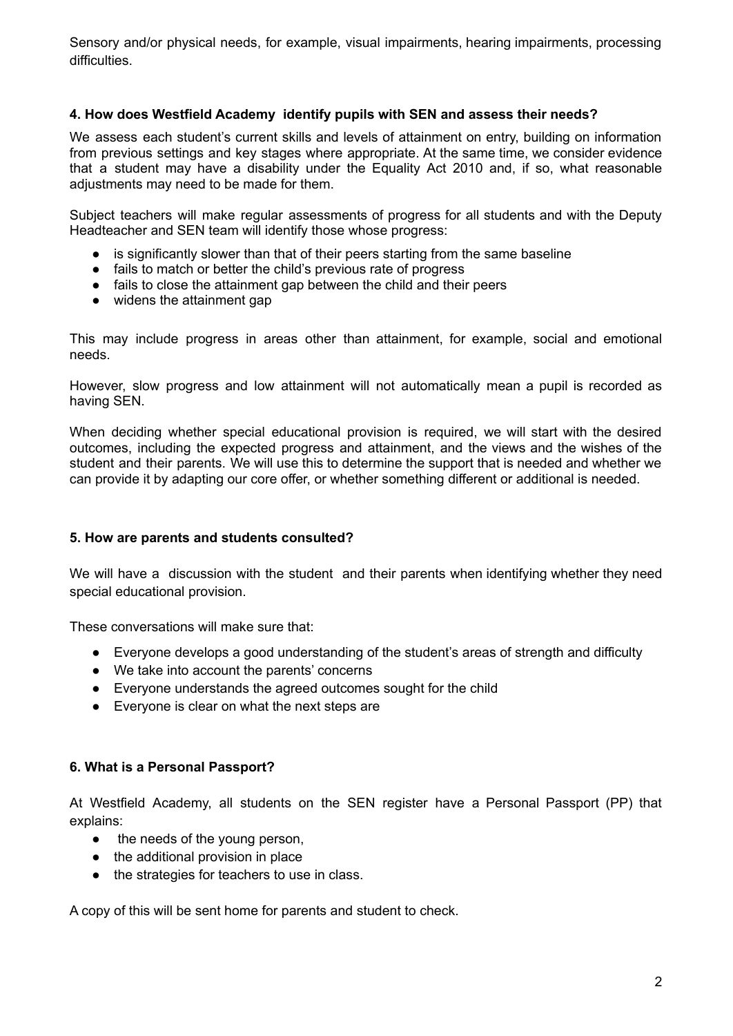Sensory and/or physical needs, for example, visual impairments, hearing impairments, processing difficulties.

### 4. How does Westfield Academy identify pupils with SEN and assess their needs?

We assess each student's current skills and levels of attainment on entry, building on information from previous settings and key stages where appropriate. At the same time, we consider evidence that a student may have a disability under the Equality Act 2010 and, if so, what reasonable adjustments may need to be made for them.

Subject teachers will make regular assessments of progress for all students and with the Deputy Headteacher and SEN team will identify those whose progress:

- is significantly slower than that of their peers starting from the same baseline
- fails to match or better the child's previous rate of progress
- fails to close the attainment gap between the child and their peers
- widens the attainment gap

This may include progress in areas other than attainment, for example, social and emotional needs.

However, slow progress and low attainment will not automatically mean a pupil is recorded as having SEN.

When deciding whether special educational provision is required, we will start with the desired outcomes, including the expected progress and attainment, and the views and the wishes of the student and their parents. We will use this to determine the support that is needed and whether we can provide it by adapting our core offer, or whether something different or additional is needed.

### 5. How are parents and students consulted?

We will have a discussion with the student and their parents when identifying whether they need special educational provision.

These conversations will make sure that:

- Everyone develops a good understanding of the student's areas of strength and difficulty
- We take into account the parents' concerns
- Everyone understands the agreed outcomes sought for the child
- Everyone is clear on what the next steps are

### 6. What is a Personal Passport?

At Westfield Academy, all students on the SEN register have a Personal Passport (PP) that explains:

- the needs of the young person,
- the additional provision in place
- the strategies for teachers to use in class.

A copy of this will be sent home for parents and student to check.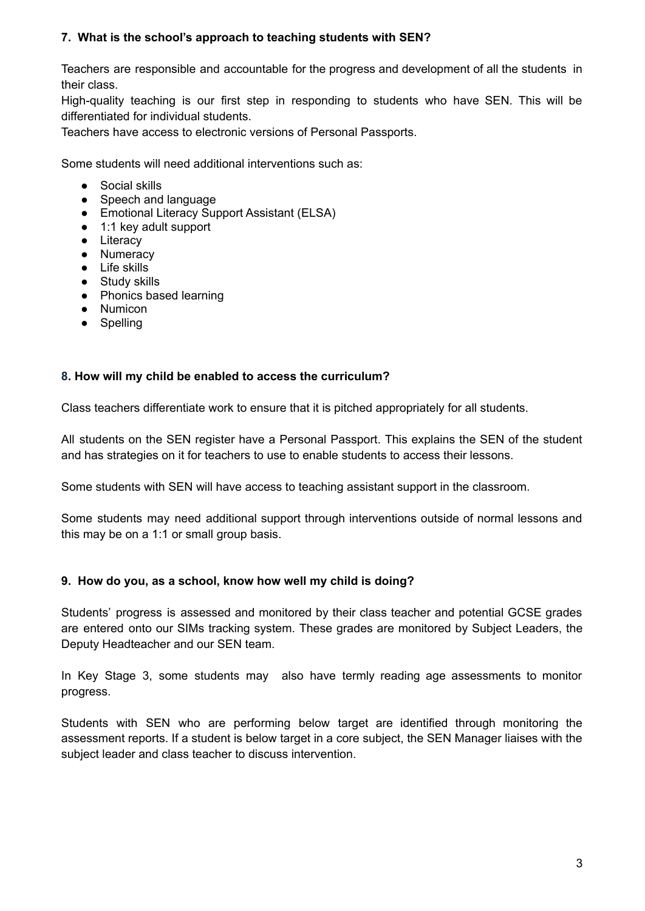### 7. What is the school's approach to teaching students with SEN?

Teachers are responsible and accountable for the progress and development of all the students in their class.
High-quality teaching is our first step in responding to students who have SEN. This will be differentiated for individual students.
Teachers have access to electronic versions of Personal Passports.

Some students will need additional interventions such as:

- Social skills
- Speech and language
- Emotional Literacy Support Assistant (ELSA)
- 1:1 key adult support
- Literacy
- Numeracy
- Life skills
- Study skills
- Phonics based learning
- Numicon
- Spelling

### 8. How will my child be enabled to access the curriculum?

Class teachers differentiate work to ensure that it is pitched appropriately for all students.

All students on the SEN register have a Personal Passport. This explains the SEN of the student and has strategies on it for teachers to use to enable students to access their lessons.

Some students with SEN will have access to teaching assistant support in the classroom.

Some students may need additional support through interventions outside of normal lessons and this may be on a 1:1 or small group basis.

### 9. How do you, as a school, know how well my child is doing?

Students' progress is assessed and monitored by their class teacher and potential GCSE grades are entered onto our SIMs tracking system. These grades are monitored by Subject Leaders, the Deputy Headteacher and our SEN team.

In Key Stage 3, some students may also have termly reading age assessments to monitor progress.

Students with SEN who are performing below target are identified through monitoring the assessment reports. If a student is below target in a core subject, the SEN Manager liaises with the subject leader and class teacher to discuss intervention.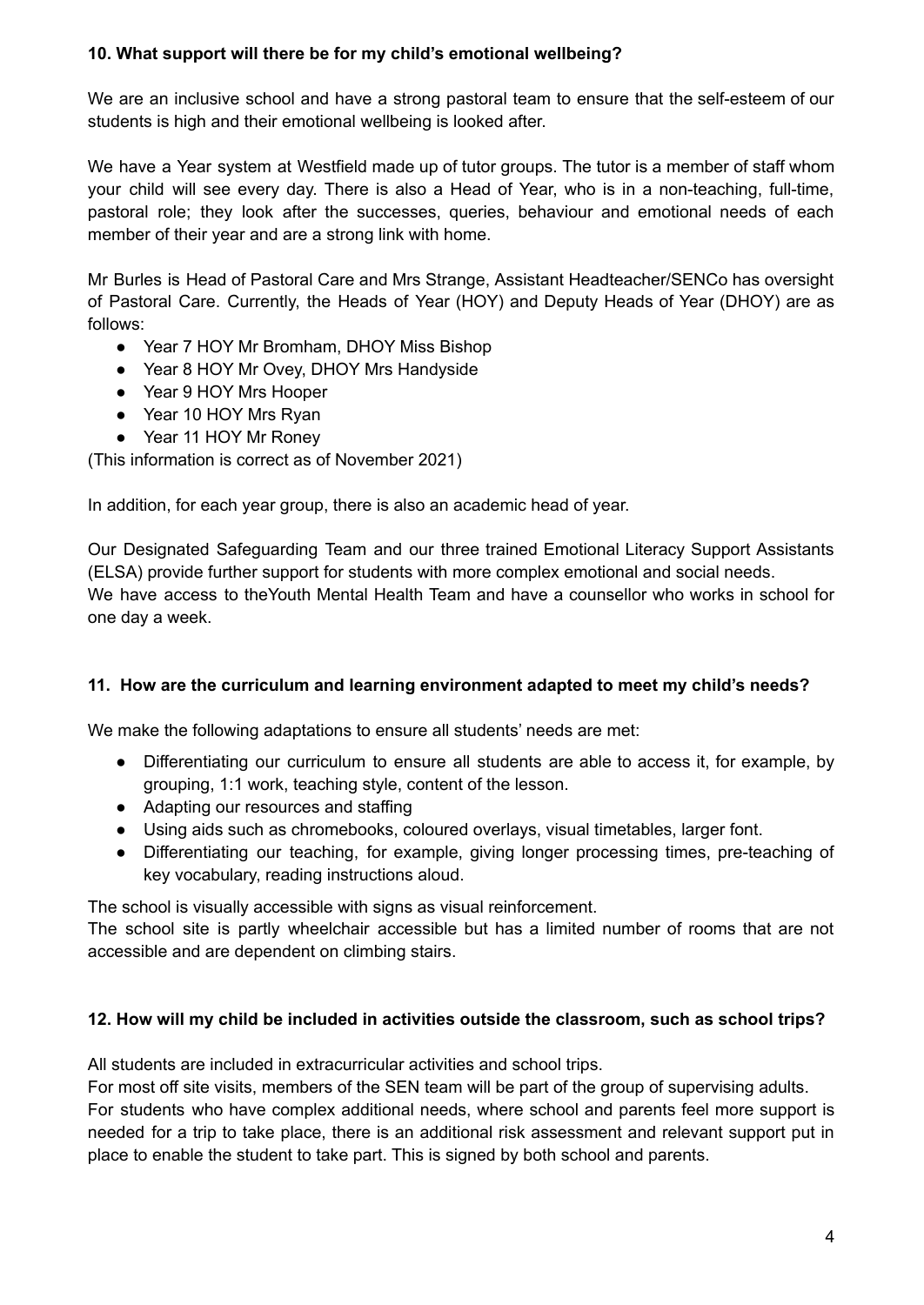**10. What support will there be for my child's emotional wellbeing?**

We are an inclusive school and have a strong pastoral team to ensure that the self-esteem of our students is high and their emotional wellbeing is looked after.

We have a Year system at Westfield made up of tutor groups. The tutor is a member of staff whom your child will see every day. There is also a Head of Year, who is in a non-teaching, full-time, pastoral role; they look after the successes, queries, behaviour and emotional needs of each member of their year and are a strong link with home.

Mr Burles is Head of Pastoral Care and Mrs Strange, Assistant Headteacher/SENCo has oversight of Pastoral Care. Currently, the Heads of Year (HOY) and Deputy Heads of Year (DHOY) are as follows:

- Year 7 HOY Mr Bromham, DHOY Miss Bishop
- Year 8 HOY Mr Ovey, DHOY Mrs Handyside
- Year 9 HOY Mrs Hooper
- Year 10 HOY Mrs Ryan
- Year 11 HOY Mr Roney

(This information is correct as of November 2021)

In addition, for each year group, there is also an academic head of year.

Our Designated Safeguarding Team and our three trained Emotional Literacy Support Assistants (ELSA) provide further support for students with more complex emotional and social needs.
We have access to theYouth Mental Health Team and have a counsellor who works in school for one day a week.

**11. How are the curriculum and learning environment adapted to meet my child's needs?**

We make the following adaptations to ensure all students' needs are met:

- Differentiating our curriculum to ensure all students are able to access it, for example, by grouping, 1:1 work, teaching style, content of the lesson.
- Adapting our resources and staffing
- Using aids such as chromebooks, coloured overlays, visual timetables, larger font.
- Differentiating our teaching, for example, giving longer processing times, pre-teaching of key vocabulary, reading instructions aloud.

The school is visually accessible with signs as visual reinforcement.
The school site is partly wheelchair accessible but has a limited number of rooms that are not accessible and are dependent on climbing stairs.

**12. How will my child be included in activities outside the classroom, such as school trips?**

All students are included in extracurricular activities and school trips.
For most off site visits, members of the SEN team will be part of the group of supervising adults.
For students who have complex additional needs, where school and parents feel more support is needed for a trip to take place, there is an additional risk assessment and relevant support put in place to enable the student to take part. This is signed by both school and parents.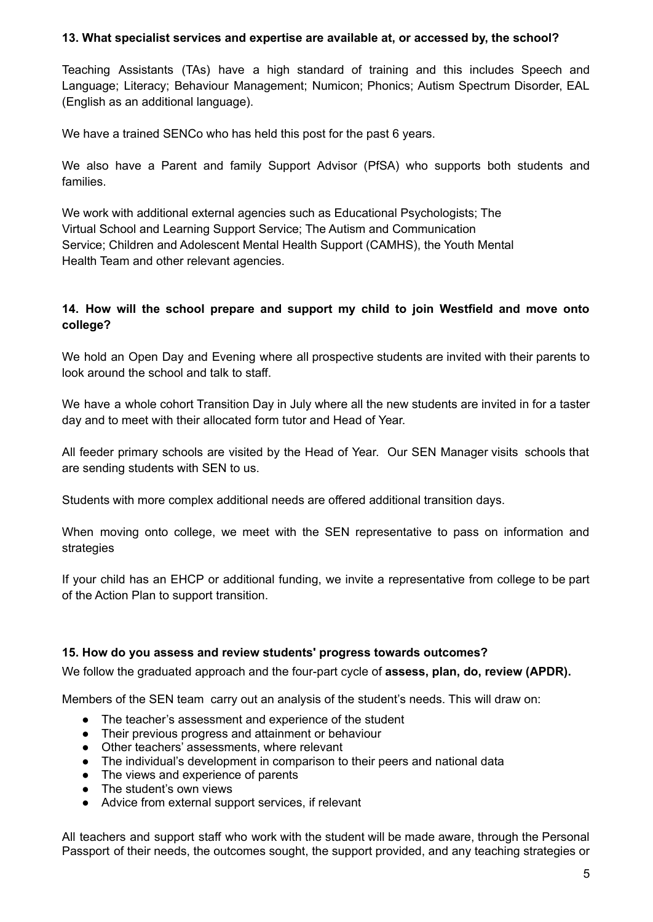**13. What specialist services and expertise are available at, or accessed by, the school?**

Teaching Assistants (TAs) have a high standard of training and this includes Speech and Language; Literacy; Behaviour Management; Numicon; Phonics; Autism Spectrum Disorder, EAL (English as an additional language).

We have a trained SENCo who has held this post for the past 6 years.

We also have a Parent and family Support Advisor (PfSA) who supports both students and families.

We work with additional external agencies such as Educational Psychologists; The Virtual School and Learning Support Service; The Autism and Communication Service; Children and Adolescent Mental Health Support (CAMHS), the Youth Mental Health Team and other relevant agencies.

**14. How will the school prepare and support my child to join Westfield and move onto college?**

We hold an Open Day and Evening where all prospective students are invited with their parents to look around the school and talk to staff.

We have a whole cohort Transition Day in July where all the new students are invited in for a taster day and to meet with their allocated form tutor and Head of Year.

All feeder primary schools are visited by the Head of Year. Our SEN Manager visits schools that are sending students with SEN to us.

Students with more complex additional needs are offered additional transition days.

When moving onto college, we meet with the SEN representative to pass on information and strategies

If your child has an EHCP or additional funding, we invite a representative from college to be part of the Action Plan to support transition.

**15. How do you assess and review students' progress towards outcomes?**

We follow the graduated approach and the four-part cycle of **assess, plan, do, review (APDR).**

Members of the SEN team carry out an analysis of the student's needs. This will draw on:

- The teacher's assessment and experience of the student
- Their previous progress and attainment or behaviour
- Other teachers' assessments, where relevant
- The individual's development in comparison to their peers and national data
- The views and experience of parents
- The student's own views
- Advice from external support services, if relevant

All teachers and support staff who work with the student will be made aware, through the Personal Passport of their needs, the outcomes sought, the support provided, and any teaching strategies or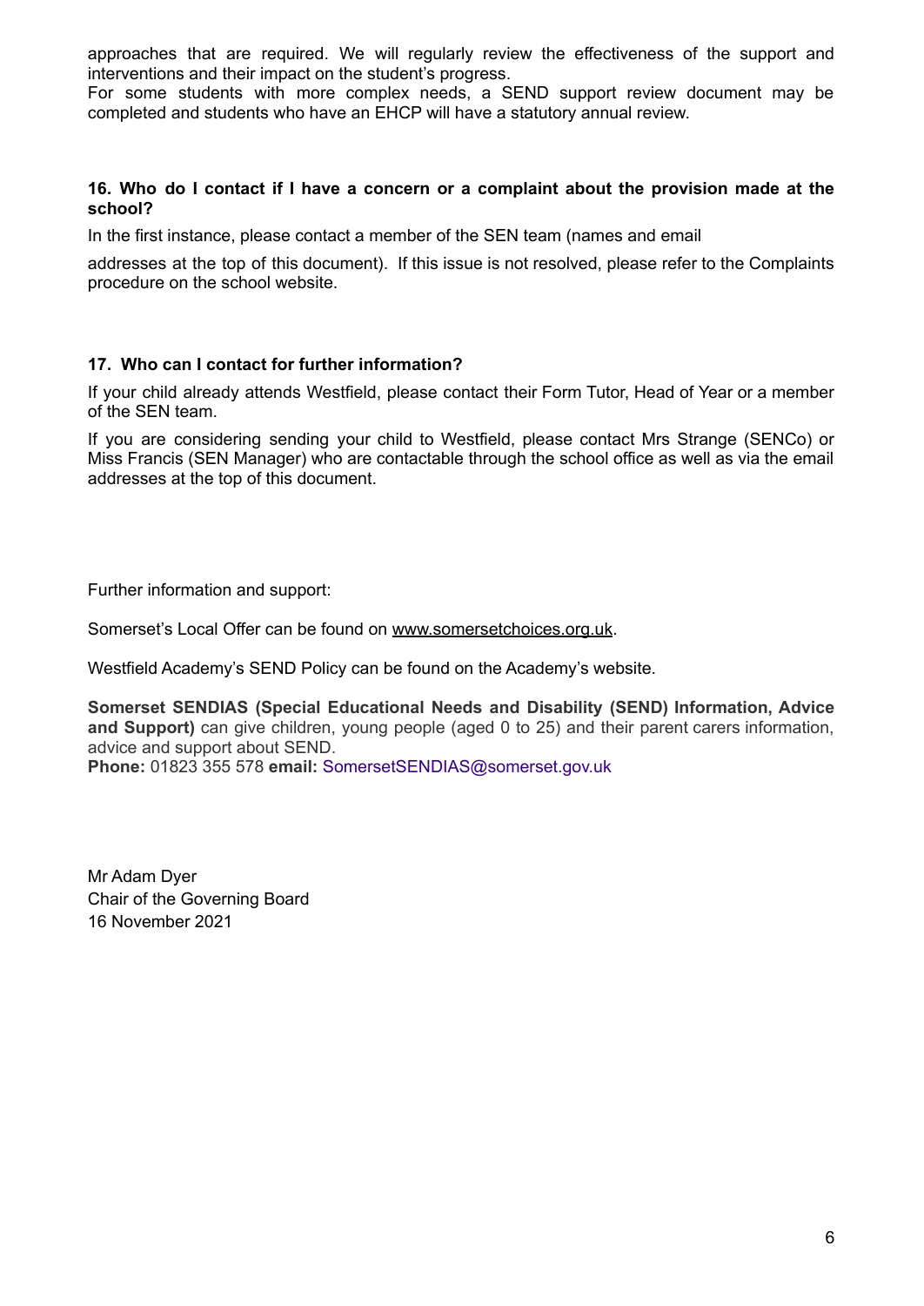approaches that are required. We will regularly review the effectiveness of the support and interventions and their impact on the student's progress.
For some students with more complex needs, a SEND support review document may be completed and students who have an EHCP will have a statutory annual review.

### 16. Who do I contact if I have a concern or a complaint about the provision made at the school?

In the first instance, please contact a member of the SEN team (names and email addresses at the top of this document). If this issue is not resolved, please refer to the Complaints procedure on the school website.

### 17. Who can I contact for further information?

If your child already attends Westfield, please contact their Form Tutor, Head of Year or a member of the SEN team.

If you are considering sending your child to Westfield, please contact Mrs Strange (SENCo) or Miss Francis (SEN Manager) who are contactable through the school office as well as via the email addresses at the top of this document.

Further information and support:

Somerset's Local Offer can be found on www.somersetchoices.org.uk.

Westfield Academy's SEND Policy can be found on the Academy's website.

**Somerset SENDIAS (Special Educational Needs and Disability (SEND) Information, Advice and Support)** can give children, young people (aged 0 to 25) and their parent carers information, advice and support about SEND.
**Phone:** 01823 355 578 **email:** SomersetSENDIAS@somerset.gov.uk

Mr Adam Dyer
Chair of the Governing Board
16 November 2021